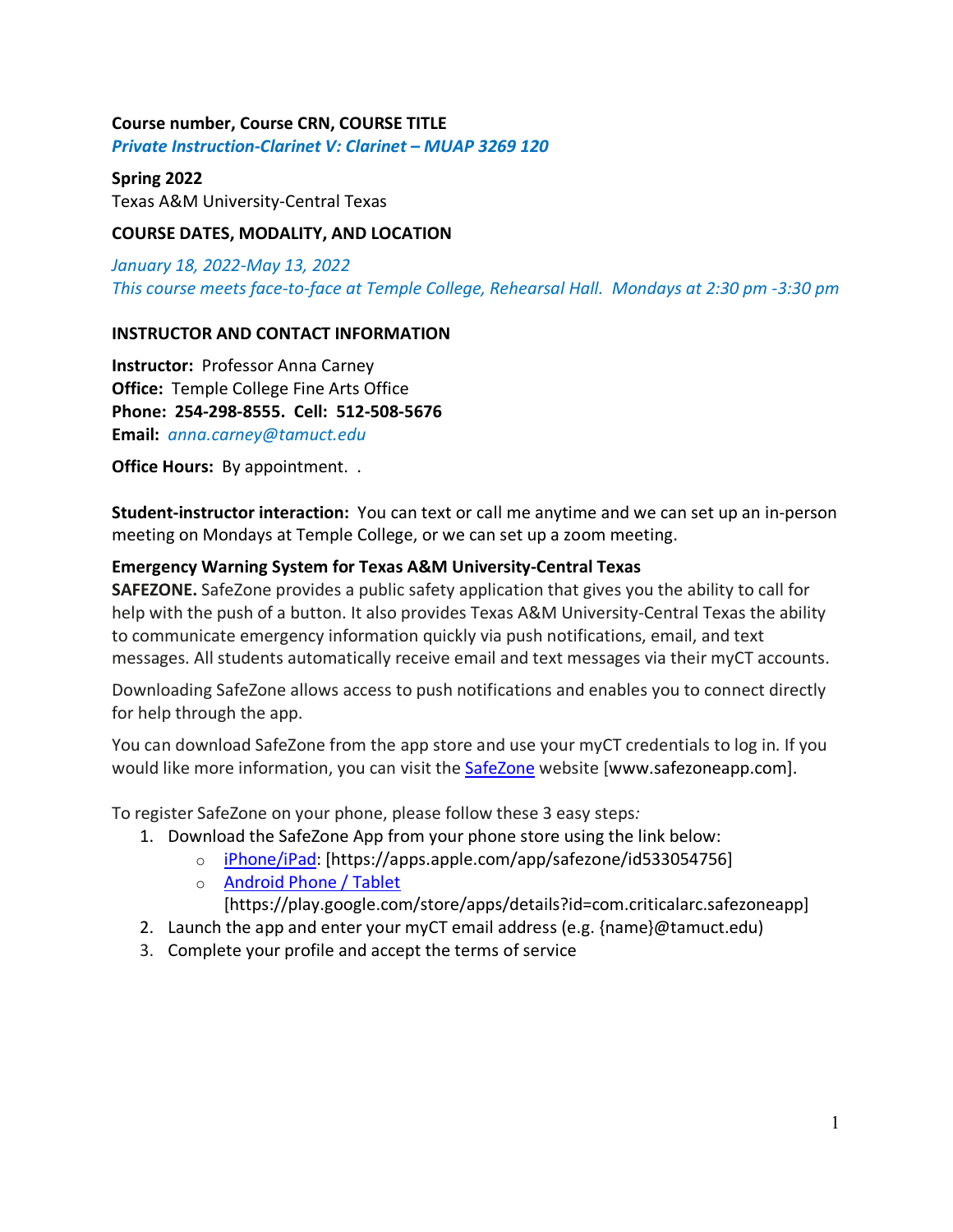**Course number, Course CRN, COURSE TITLE**

***Private Instruction-Clarinet V: Clarinet – MUAP 3269 120***

**Spring 2022**

Texas A&M University-Central Texas

**COURSE DATES, MODALITY, AND LOCATION**

*January 18, 2022-May 13, 2022*

*This course meets face-to-face at Temple College, Rehearsal Hall. Mondays at 2:30 pm -3:30 pm*

**INSTRUCTOR AND CONTACT INFORMATION**

**Instructor:** Professor Anna Carney

**Office:** Temple College Fine Arts Office

**Phone: 254-298-8555. Cell: 512-508-5676**

**Email:** *anna.carney@tamuct.edu*

**Office Hours:** By appointment. .

**Student-instructor interaction:** You can text or call me anytime and we can set up an in-person meeting on Mondays at Temple College, or we can set up a zoom meeting.

**Emergency Warning System for Texas A&M University-Central Texas**

**SAFEZONE.** SafeZone provides a public safety application that gives you the ability to call for help with the push of a button. It also provides Texas A&M University-Central Texas the ability to communicate emergency information quickly via push notifications, email, and text messages. All students automatically receive email and text messages via their myCT accounts.

Downloading SafeZone allows access to push notifications and enables you to connect directly for help through the app.

You can download SafeZone from the app store and use your myCT credentials to log in. If you would like more information, you can visit the SafeZone website [www.safezoneapp.com].

To register SafeZone on your phone, please follow these 3 easy steps*:*

1. Download the SafeZone App from your phone store using the link below:
   - iPhone/iPad: [https://apps.apple.com/app/safezone/id533054756]
   - Android Phone / Tablet [https://play.google.com/store/apps/details?id=com.criticalarc.safezoneapp]
2. Launch the app and enter your myCT email address (e.g. {name}@tamuct.edu)
3. Complete your profile and accept the terms of service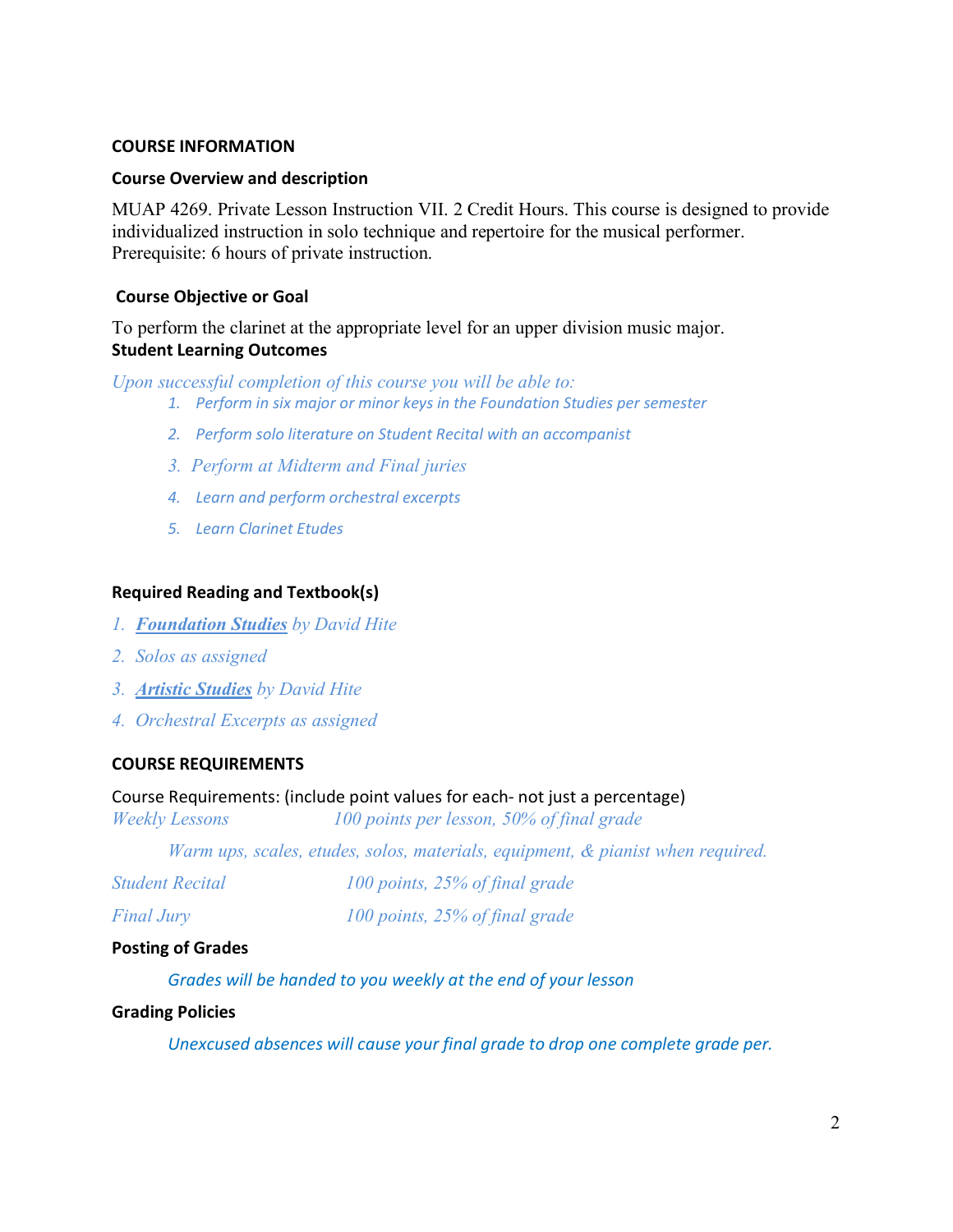## COURSE INFORMATION

### Course Overview and description

MUAP 4269. Private Lesson Instruction VII. 2 Credit Hours. This course is designed to provide individualized instruction in solo technique and repertoire for the musical performer. Prerequisite: 6 hours of private instruction.

### Course Objective or Goal

To perform the clarinet at the appropriate level for an upper division music major.

### Student Learning Outcomes

*Upon successful completion of this course you will be able to:*

1. *Perform in six major or minor keys in the Foundation Studies per semester*
2. *Perform solo literature on Student Recital with an accompanist*
3. *Perform at Midterm and Final juries*
4. *Learn and perform orchestral excerpts*
5. *Learn Clarinet Etudes*

### Required Reading and Textbook(s)

1. ***Foundation Studies*** *by David Hite*
2. *Solos as assigned*
3. ***Artistic Studies*** *by David Hite*
4. *Orchestral Excerpts as assigned*

## COURSE REQUIREMENTS

Course Requirements: (include point values for each- not just a percentage)

*Weekly Lessons* — *100 points per lesson, 50% of final grade*

*Warm ups, scales, etudes, solos, materials, equipment, & pianist when required.*

*Student Recital* — *100 points, 25% of final grade*

*Final Jury* — *100 points, 25% of final grade*

### Posting of Grades

*Grades will be handed to you weekly at the end of your lesson*

### Grading Policies

*Unexcused absences will cause your final grade to drop one complete grade per.*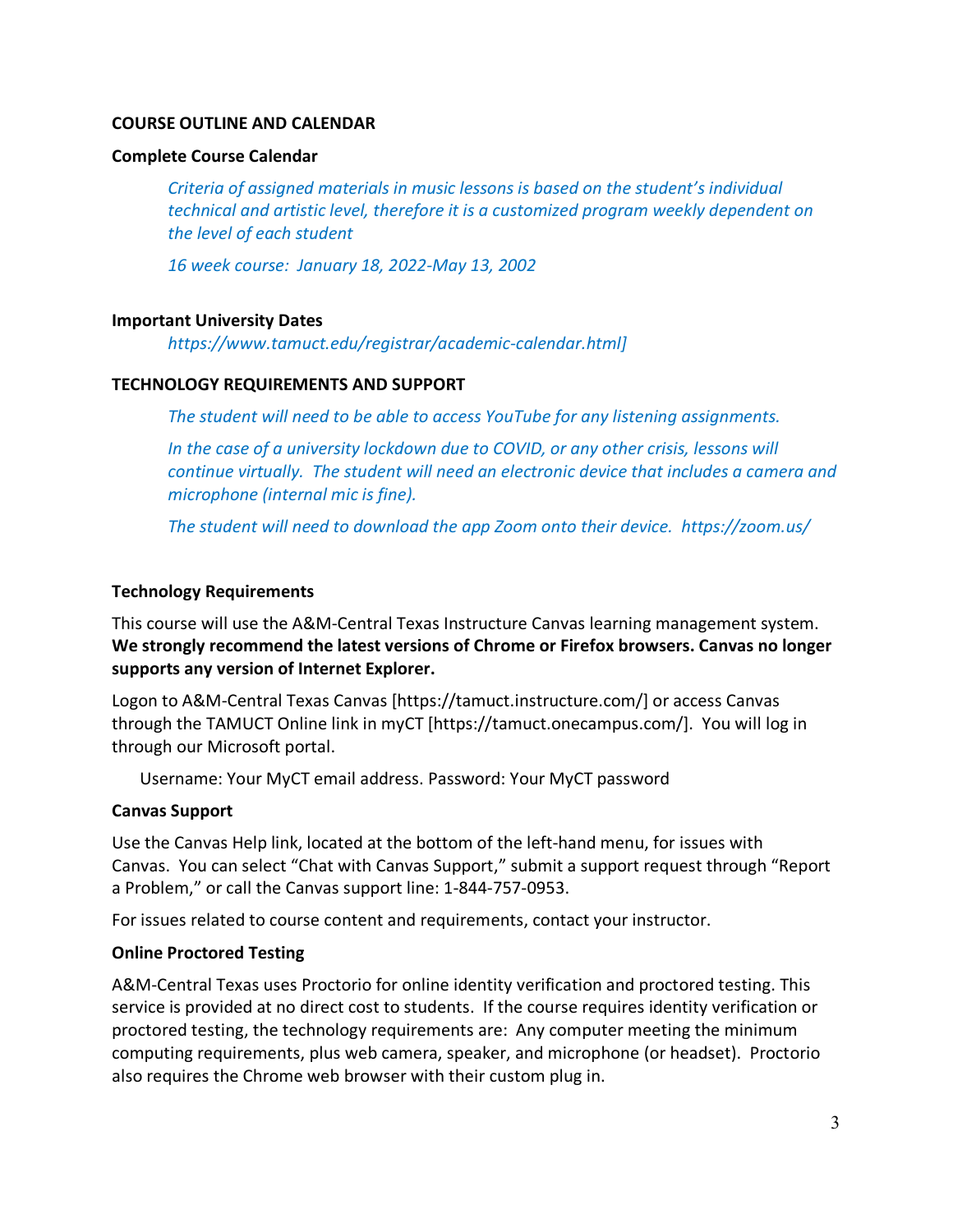**COURSE OUTLINE AND CALENDAR**

**Complete Course Calendar**

*Criteria of assigned materials in music lessons is based on the student's individual technical and artistic level, therefore it is a customized program weekly dependent on the level of each student*

*16 week course: January 18, 2022-May 13, 2002*

**Important University Dates**

*https://www.tamuct.edu/registrar/academic-calendar.html]*

**TECHNOLOGY REQUIREMENTS AND SUPPORT**

*The student will need to be able to access YouTube for any listening assignments.*

*In the case of a university lockdown due to COVID, or any other crisis, lessons will continue virtually. The student will need an electronic device that includes a camera and microphone (internal mic is fine).*

*The student will need to download the app Zoom onto their device. https://zoom.us/*

**Technology Requirements**

This course will use the A&M-Central Texas Instructure Canvas learning management system. **We strongly recommend the latest versions of Chrome or Firefox browsers. Canvas no longer supports any version of Internet Explorer.**

Logon to A&M-Central Texas Canvas [https://tamuct.instructure.com/] or access Canvas through the TAMUCT Online link in myCT [https://tamuct.onecampus.com/]. You will log in through our Microsoft portal.

Username: Your MyCT email address. Password: Your MyCT password

**Canvas Support**

Use the Canvas Help link, located at the bottom of the left-hand menu, for issues with Canvas. You can select "Chat with Canvas Support," submit a support request through "Report a Problem," or call the Canvas support line: 1-844-757-0953.

For issues related to course content and requirements, contact your instructor.

**Online Proctored Testing**

A&M-Central Texas uses Proctorio for online identity verification and proctored testing. This service is provided at no direct cost to students. If the course requires identity verification or proctored testing, the technology requirements are: Any computer meeting the minimum computing requirements, plus web camera, speaker, and microphone (or headset). Proctorio also requires the Chrome web browser with their custom plug in.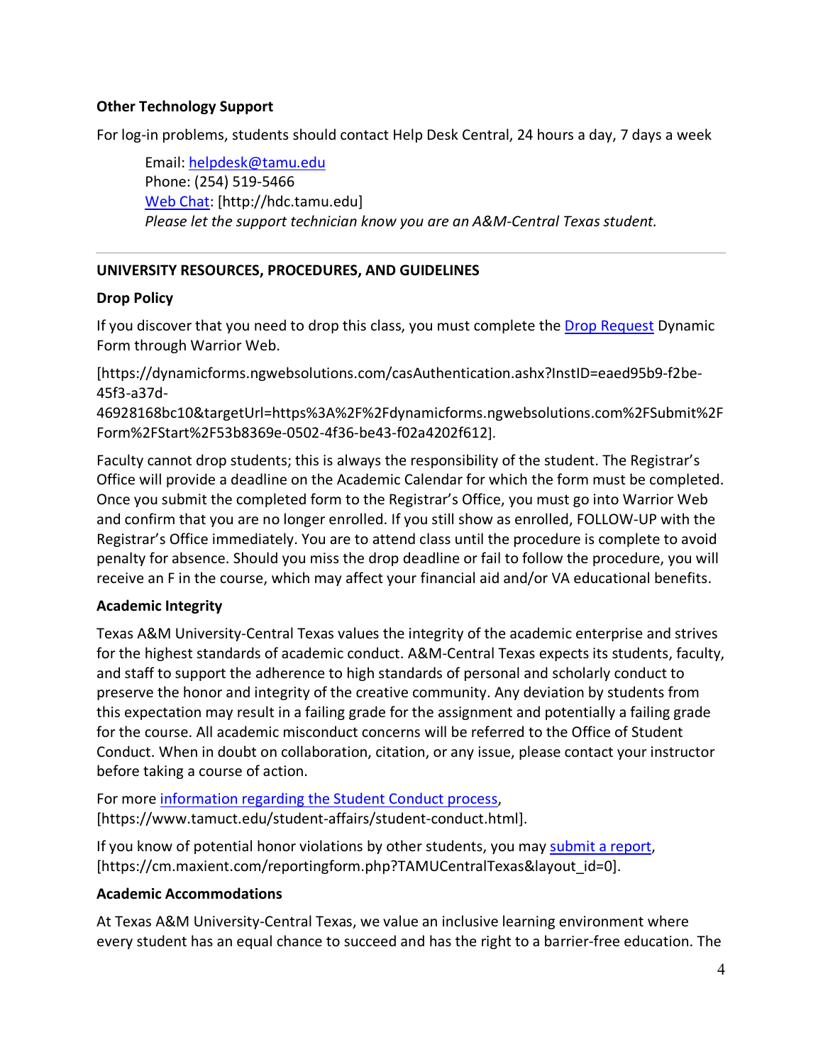**Other Technology Support**

For log-in problems, students should contact Help Desk Central, 24 hours a day, 7 days a week

> Email: helpdesk@tamu.edu
> Phone: (254) 519-5466
> Web Chat: [http://hdc.tamu.edu]
> *Please let the support technician know you are an A&M-Central Texas student.*

---

**UNIVERSITY RESOURCES, PROCEDURES, AND GUIDELINES**

**Drop Policy**

If you discover that you need to drop this class, you must complete the Drop Request Dynamic Form through Warrior Web.

[https://dynamicforms.ngwebsolutions.com/casAuthentication.ashx?InstID=eaed95b9-f2be-45f3-a37d-46928168bc10&targetUrl=https%3A%2F%2Fdynamicforms.ngwebsolutions.com%2FSubmit%2FForm%2FStart%2F53b8369e-0502-4f36-be43-f02a4202f612].

Faculty cannot drop students; this is always the responsibility of the student. The Registrar's Office will provide a deadline on the Academic Calendar for which the form must be completed. Once you submit the completed form to the Registrar's Office, you must go into Warrior Web and confirm that you are no longer enrolled. If you still show as enrolled, FOLLOW-UP with the Registrar's Office immediately. You are to attend class until the procedure is complete to avoid penalty for absence. Should you miss the drop deadline or fail to follow the procedure, you will receive an F in the course, which may affect your financial aid and/or VA educational benefits.

**Academic Integrity**

Texas A&M University-Central Texas values the integrity of the academic enterprise and strives for the highest standards of academic conduct. A&M-Central Texas expects its students, faculty, and staff to support the adherence to high standards of personal and scholarly conduct to preserve the honor and integrity of the creative community. Any deviation by students from this expectation may result in a failing grade for the assignment and potentially a failing grade for the course. All academic misconduct concerns will be referred to the Office of Student Conduct. When in doubt on collaboration, citation, or any issue, please contact your instructor before taking a course of action.

For more information regarding the Student Conduct process, [https://www.tamuct.edu/student-affairs/student-conduct.html].

If you know of potential honor violations by other students, you may submit a report, [https://cm.maxient.com/reportingform.php?TAMUCentralTexas&layout_id=0].

**Academic Accommodations**

At Texas A&M University-Central Texas, we value an inclusive learning environment where every student has an equal chance to succeed and has the right to a barrier-free education. The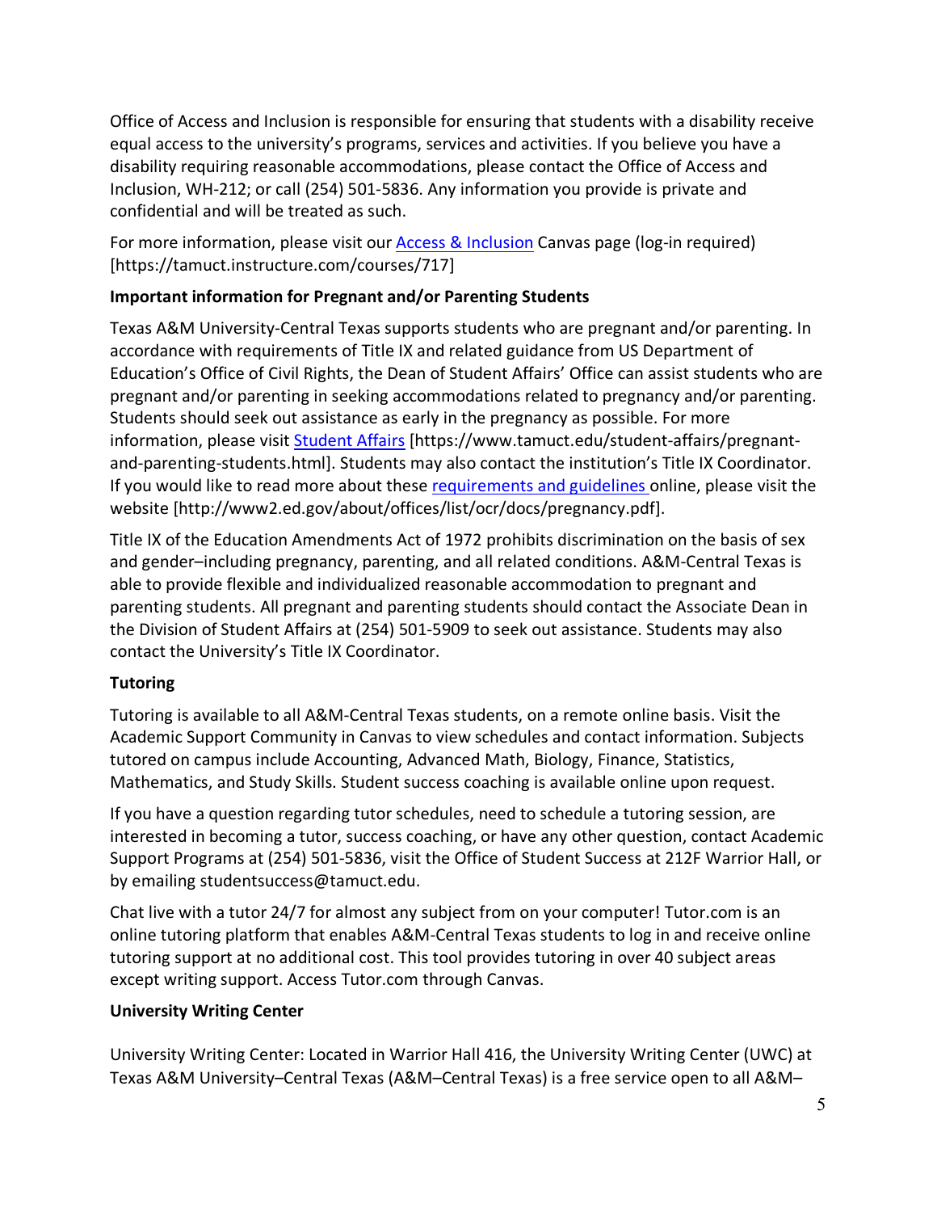Office of Access and Inclusion is responsible for ensuring that students with a disability receive equal access to the university's programs, services and activities. If you believe you have a disability requiring reasonable accommodations, please contact the Office of Access and Inclusion, WH-212; or call (254) 501-5836. Any information you provide is private and confidential and will be treated as such.

For more information, please visit our Access & Inclusion Canvas page (log-in required) [https://tamuct.instructure.com/courses/717]

**Important information for Pregnant and/or Parenting Students**

Texas A&M University-Central Texas supports students who are pregnant and/or parenting. In accordance with requirements of Title IX and related guidance from US Department of Education's Office of Civil Rights, the Dean of Student Affairs' Office can assist students who are pregnant and/or parenting in seeking accommodations related to pregnancy and/or parenting. Students should seek out assistance as early in the pregnancy as possible. For more information, please visit Student Affairs [https://www.tamuct.edu/student-affairs/pregnant-and-parenting-students.html]. Students may also contact the institution's Title IX Coordinator. If you would like to read more about these requirements and guidelines online, please visit the website [http://www2.ed.gov/about/offices/list/ocr/docs/pregnancy.pdf].

Title IX of the Education Amendments Act of 1972 prohibits discrimination on the basis of sex and gender–including pregnancy, parenting, and all related conditions. A&M-Central Texas is able to provide flexible and individualized reasonable accommodation to pregnant and parenting students. All pregnant and parenting students should contact the Associate Dean in the Division of Student Affairs at (254) 501-5909 to seek out assistance. Students may also contact the University's Title IX Coordinator.

**Tutoring**

Tutoring is available to all A&M-Central Texas students, on a remote online basis. Visit the Academic Support Community in Canvas to view schedules and contact information. Subjects tutored on campus include Accounting, Advanced Math, Biology, Finance, Statistics, Mathematics, and Study Skills. Student success coaching is available online upon request.

If you have a question regarding tutor schedules, need to schedule a tutoring session, are interested in becoming a tutor, success coaching, or have any other question, contact Academic Support Programs at (254) 501-5836, visit the Office of Student Success at 212F Warrior Hall, or by emailing studentsuccess@tamuct.edu.

Chat live with a tutor 24/7 for almost any subject from on your computer! Tutor.com is an online tutoring platform that enables A&M-Central Texas students to log in and receive online tutoring support at no additional cost. This tool provides tutoring in over 40 subject areas except writing support. Access Tutor.com through Canvas.

**University Writing Center**

University Writing Center: Located in Warrior Hall 416, the University Writing Center (UWC) at Texas A&M University–Central Texas (A&M–Central Texas) is a free service open to all A&M–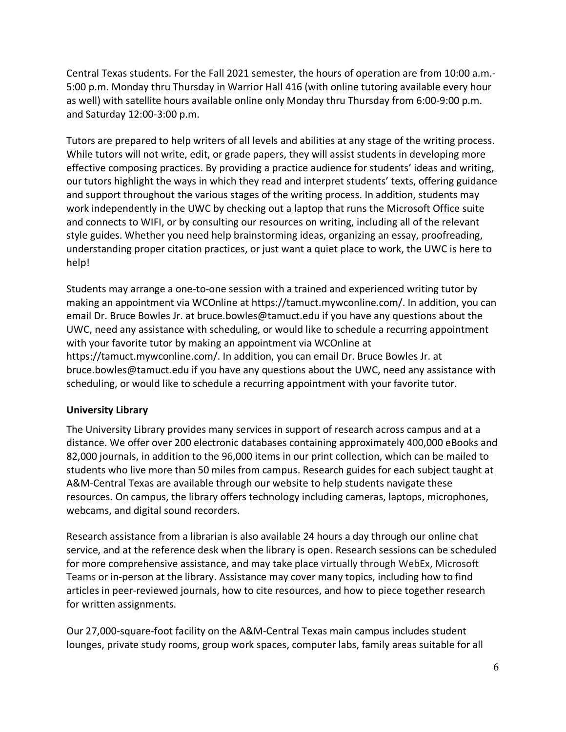Central Texas students. For the Fall 2021 semester, the hours of operation are from 10:00 a.m.-5:00 p.m. Monday thru Thursday in Warrior Hall 416 (with online tutoring available every hour as well) with satellite hours available online only Monday thru Thursday from 6:00-9:00 p.m. and Saturday 12:00-3:00 p.m.

Tutors are prepared to help writers of all levels and abilities at any stage of the writing process. While tutors will not write, edit, or grade papers, they will assist students in developing more effective composing practices. By providing a practice audience for students' ideas and writing, our tutors highlight the ways in which they read and interpret students' texts, offering guidance and support throughout the various stages of the writing process. In addition, students may work independently in the UWC by checking out a laptop that runs the Microsoft Office suite and connects to WIFI, or by consulting our resources on writing, including all of the relevant style guides. Whether you need help brainstorming ideas, organizing an essay, proofreading, understanding proper citation practices, or just want a quiet place to work, the UWC is here to help!

Students may arrange a one-to-one session with a trained and experienced writing tutor by making an appointment via WCOnline at https://tamuct.mywconline.com/. In addition, you can email Dr. Bruce Bowles Jr. at bruce.bowles@tamuct.edu if you have any questions about the UWC, need any assistance with scheduling, or would like to schedule a recurring appointment with your favorite tutor by making an appointment via WCOnline at https://tamuct.mywconline.com/. In addition, you can email Dr. Bruce Bowles Jr. at bruce.bowles@tamuct.edu if you have any questions about the UWC, need any assistance with scheduling, or would like to schedule a recurring appointment with your favorite tutor.

**University Library**

The University Library provides many services in support of research across campus and at a distance. We offer over 200 electronic databases containing approximately 400,000 eBooks and 82,000 journals, in addition to the 96,000 items in our print collection, which can be mailed to students who live more than 50 miles from campus. Research guides for each subject taught at A&M-Central Texas are available through our website to help students navigate these resources. On campus, the library offers technology including cameras, laptops, microphones, webcams, and digital sound recorders.

Research assistance from a librarian is also available 24 hours a day through our online chat service, and at the reference desk when the library is open. Research sessions can be scheduled for more comprehensive assistance, and may take place virtually through WebEx, Microsoft Teams or in-person at the library. Assistance may cover many topics, including how to find articles in peer-reviewed journals, how to cite resources, and how to piece together research for written assignments.

Our 27,000-square-foot facility on the A&M-Central Texas main campus includes student lounges, private study rooms, group work spaces, computer labs, family areas suitable for all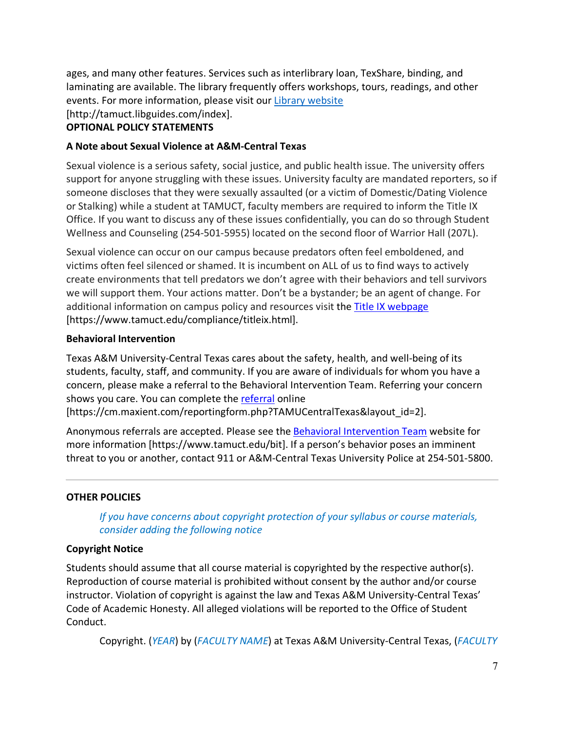ages, and many other features. Services such as interlibrary loan, TexShare, binding, and laminating are available. The library frequently offers workshops, tours, readings, and other events. For more information, please visit our [Library website](http://tamuct.libguides.com/index) [http://tamuct.libguides.com/index].

**OPTIONAL POLICY STATEMENTS**

**A Note about Sexual Violence at A&M-Central Texas**

Sexual violence is a serious safety, social justice, and public health issue. The university offers support for anyone struggling with these issues. University faculty are mandated reporters, so if someone discloses that they were sexually assaulted (or a victim of Domestic/Dating Violence or Stalking) while a student at TAMUCT, faculty members are required to inform the Title IX Office. If you want to discuss any of these issues confidentially, you can do so through Student Wellness and Counseling (254-501-5955) located on the second floor of Warrior Hall (207L).

Sexual violence can occur on our campus because predators often feel emboldened, and victims often feel silenced or shamed. It is incumbent on ALL of us to find ways to actively create environments that tell predators we don't agree with their behaviors and tell survivors we will support them. Your actions matter. Don't be a bystander; be an agent of change. For additional information on campus policy and resources visit the [Title IX webpage](https://www.tamuct.edu/compliance/titleix.html) [https://www.tamuct.edu/compliance/titleix.html].

**Behavioral Intervention**

Texas A&M University-Central Texas cares about the safety, health, and well-being of its students, faculty, staff, and community. If you are aware of individuals for whom you have a concern, please make a referral to the Behavioral Intervention Team. Referring your concern shows you care. You can complete the [referral](https://cm.maxient.com/reportingform.php?TAMUCentralTexas&layout_id=2) online [https://cm.maxient.com/reportingform.php?TAMUCentralTexas&layout_id=2].

Anonymous referrals are accepted. Please see the [Behavioral Intervention Team](https://www.tamuct.edu/bit) website for more information [https://www.tamuct.edu/bit]. If a person's behavior poses an imminent threat to you or another, contact 911 or A&M-Central Texas University Police at 254-501-5800.

---

**OTHER POLICIES**

*If you have concerns about copyright protection of your syllabus or course materials, consider adding the following notice*

**Copyright Notice**

Students should assume that all course material is copyrighted by the respective author(s). Reproduction of course material is prohibited without consent by the author and/or course instructor. Violation of copyright is against the law and Texas A&M University-Central Texas' Code of Academic Honesty. All alleged violations will be reported to the Office of Student Conduct.

Copyright. (*YEAR*) by (*FACULTY NAME*) at Texas A&M University-Central Texas, (*FACULTY*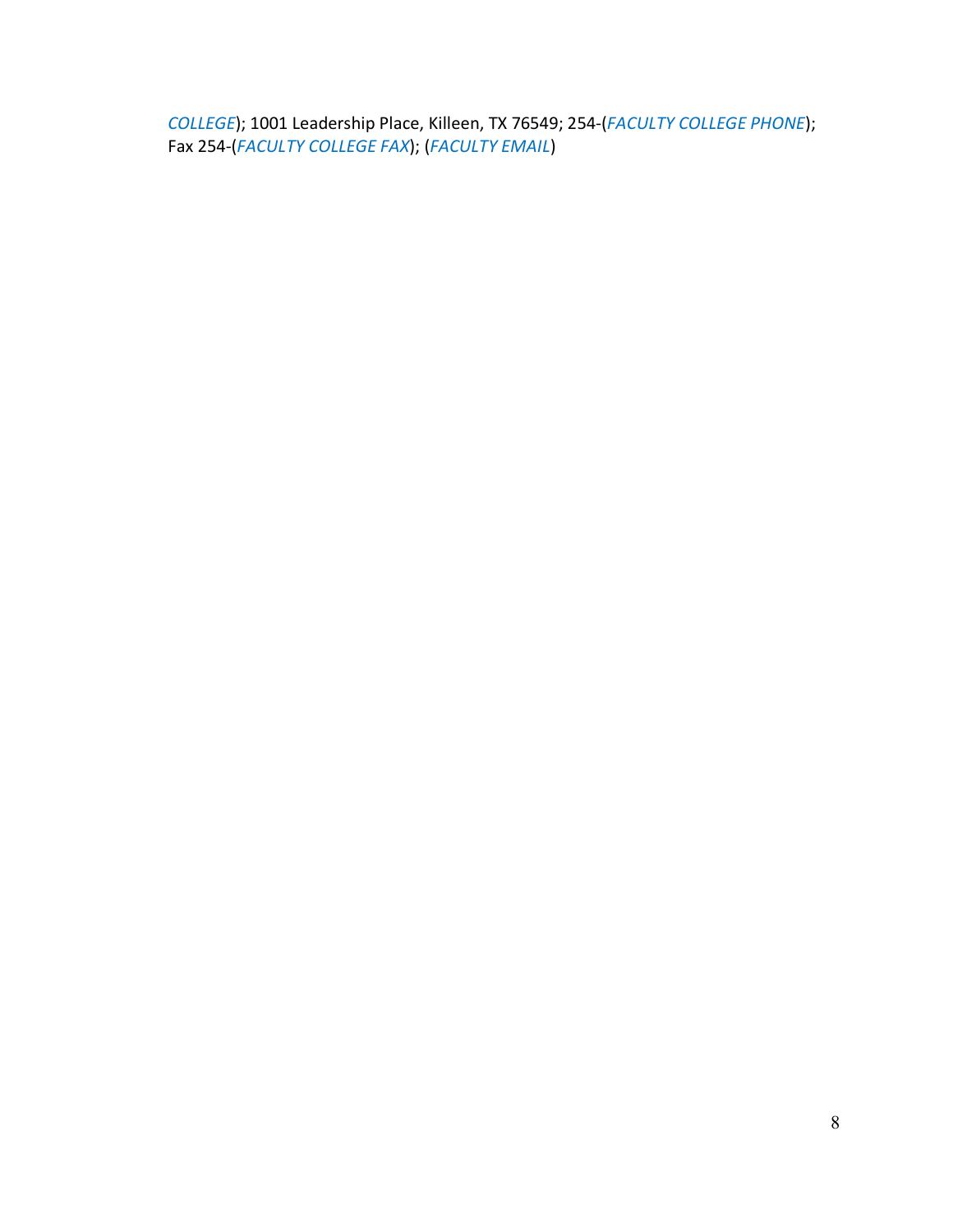*COLLEGE*); 1001 Leadership Place, Killeen, TX 76549; 254-(*FACULTY COLLEGE PHONE*); Fax 254-(*FACULTY COLLEGE FAX*); (*FACULTY EMAIL*)